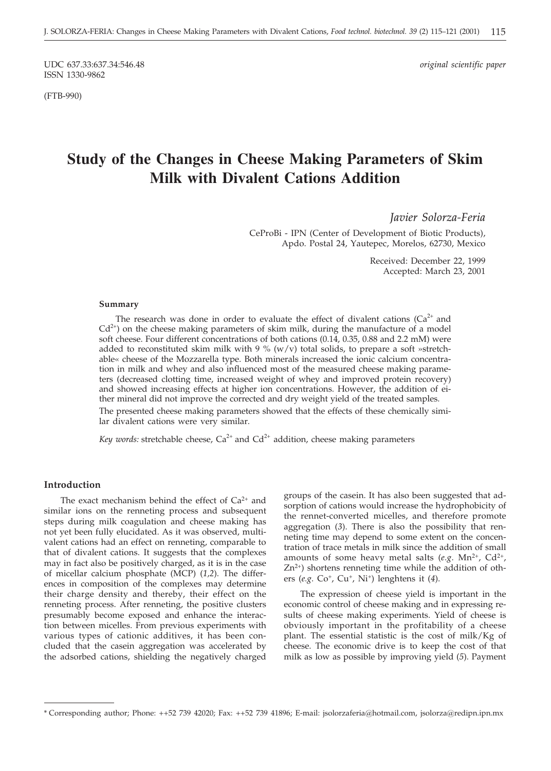UDC 637.33:637.34:546.48
ISSN 1330-9862

*original scientific paper*

(FTB-990)

# Study of the Changes in Cheese Making Parameters of Skim Milk with Divalent Cations Addition

*Javier Solorza-Feria*

CeProBi - IPN (Center of Development of Biotic Products),
Apdo. Postal 24, Yautepec, Morelos, 62730, Mexico

Received: December 22, 1999
Accepted: March 23, 2001

#### Summary

The research was done in order to evaluate the effect of divalent cations ($Ca^{2+}$ and $Cd^{2+}$) on the cheese making parameters of skim milk, during the manufacture of a model soft cheese. Four different concentrations of both cations (0.14, 0.35, 0.88 and 2.2 mM) were added to reconstituted skim milk with 9 % (w/v) total solids, to prepare a soft »stretchable« cheese of the Mozzarella type. Both minerals increased the ionic calcium concentration in milk and whey and also influenced most of the measured cheese making parameters (decreased clotting time, increased weight of whey and improved protein recovery) and showed increasing effects at higher ion concentrations. However, the addition of either mineral did not improve the corrected and dry weight yield of the treated samples.

The presented cheese making parameters showed that the effects of these chemically similar divalent cations were very similar.

*Key words:* stretchable cheese, $Ca^{2+}$ and $Cd^{2+}$ addition, cheese making parameters

## Introduction

The exact mechanism behind the effect of $Ca^{2+}$ and similar ions on the renneting process and subsequent steps during milk coagulation and cheese making has not yet been fully elucidated. As it was observed, multivalent cations had an effect on renneting, comparable to that of divalent cations. It suggests that the complexes may in fact also be positively charged, as it is in the case of micellar calcium phosphate (MCP) (*1,2*). The differences in composition of the complexes may determine their charge density and thereby, their effect on the renneting process. After renneting, the positive clusters presumably become exposed and enhance the interaction between micelles. From previous experiments with various types of cationic additives, it has been concluded that the casein aggregation was accelerated by the adsorbed cations, shielding the negatively charged groups of the casein. It has also been suggested that adsorption of cations would increase the hydrophobicity of the rennet-converted micelles, and therefore promote aggregation (*3*). There is also the possibility that renneting time may depend to some extent on the concentration of trace metals in milk since the addition of small amounts of some heavy metal salts (*e.g.* $Mn^{2+}$, $Cd^{2+}$, $Zn^{2+}$) shortens renneting time while the addition of others (*e.g.* $Co^{+}$, $Cu^{+}$, $Ni^{+}$) lenghtens it (*4*).

The expression of cheese yield is important in the economic control of cheese making and in expressing results of cheese making experiments. Yield of cheese is obviously important in the profitability of a cheese plant. The essential statistic is the cost of milk/Kg of cheese. The economic drive is to keep the cost of that milk as low as possible by improving yield (*5*). Payment

---

\* Corresponding author; Phone: ++52 739 42020; Fax: ++52 739 41896; E-mail: jsolorzaferia@hotmail.com, jsolorza@redipn.ipn.mx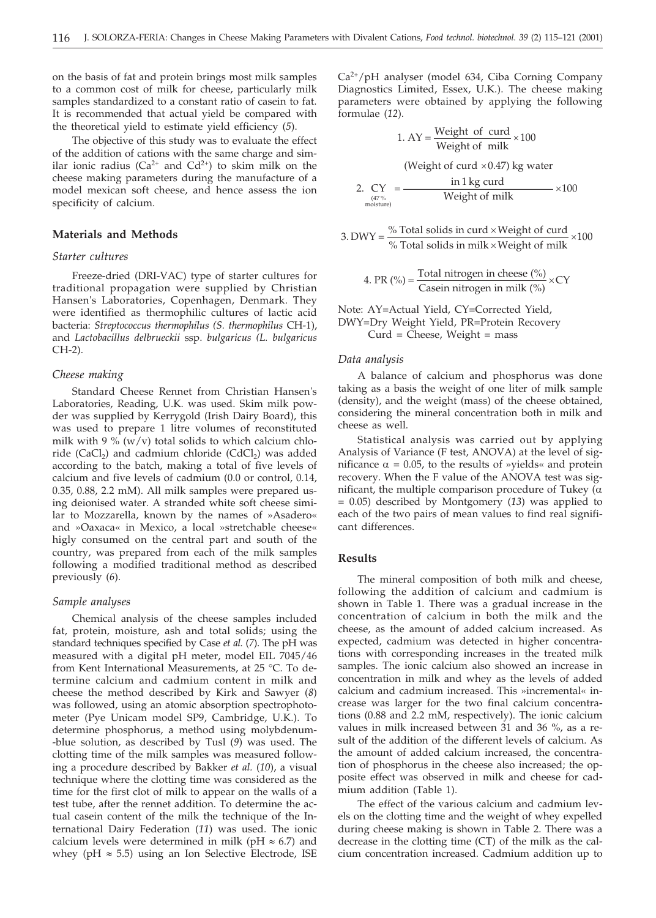on the basis of fat and protein brings most milk samples to a common cost of milk for cheese, particularly milk samples standardized to a constant ratio of casein to fat. It is recommended that actual yield be compared with the theoretical yield to estimate yield efficiency (*5*).

The objective of this study was to evaluate the effect of the addition of cations with the same charge and similar ionic radius ($Ca^{2+}$ and $Cd^{2+}$) to skim milk on the cheese making parameters during the manufacture of a model mexican soft cheese, and hence assess the ion specificity of calcium.

## Materials and Methods

### Starter cultures

Freeze-dried (DRI-VAC) type of starter cultures for traditional propagation were supplied by Christian Hansen's Laboratories, Copenhagen, Denmark. They were identified as thermophilic cultures of lactic acid bacteria: *Streptococcus thermophilus (S. thermophilus* CH-1), and *Lactobacillus delbrueckii* ssp. *bulgaricus (L. bulgaricus* CH-2).

### Cheese making

Standard Cheese Rennet from Christian Hansen's Laboratories, Reading, U.K. was used. Skim milk powder was supplied by Kerrygold (Irish Dairy Board), this was used to prepare 1 litre volumes of reconstituted milk with 9 % (w/v) total solids to which calcium chloride ($CaCl_2$) and cadmium chloride ($CdCl_2$) was added according to the batch, making a total of five levels of calcium and five levels of cadmium (0.0 or control, 0.14, 0.35, 0.88, 2.2 mM). All milk samples were prepared using deionised water. A stranded white soft cheese similar to Mozzarella, known by the names of »Asadero« and »Oaxaca« in Mexico, a local »stretchable cheese« higly consumed on the central part and south of the country, was prepared from each of the milk samples following a modified traditional method as described previously (*6*).

### Sample analyses

Chemical analysis of the cheese samples included fat, protein, moisture, ash and total solids; using the standard techniques specified by Case *et al.* (*7*). The pH was measured with a digital pH meter, model EIL 7045/46 from Kent International Measurements, at 25 °C. To determine calcium and cadmium content in milk and cheese the method described by Kirk and Sawyer (*8*) was followed, using an atomic absorption spectrophotometer (Pye Unicam model SP9, Cambridge, U.K.). To determine phosphorus, a method using molybdenum-blue solution, as described by Tusl (*9*) was used. The clotting time of the milk samples was measured following a procedure described by Bakker *et al.* (*10*), a visual technique where the clotting time was considered as the time for the first clot of milk to appear on the walls of a test tube, after the rennet addition. To determine the actual casein content of the milk the technique of the International Dairy Federation (*11*) was used. The ionic calcium levels were determined in milk (pH ≈ 6.7) and whey (pH ≈ 5.5) using an Ion Selective Electrode, ISE $Ca^{2+}$/pH analyser (model 634, Ciba Corning Company Diagnostics Limited, Essex, U.K.). The cheese making parameters were obtained by applying the following formulae (*12*).

$$1.\ \mathrm{AY} = \frac{\text{Weight of curd}}{\text{Weight of milk}} \times 100$$

$$2.\ \underset{\substack{(47\,\%\\ \text{moisture})}}{\mathrm{CY}} = \frac{\begin{array}{c}(\text{Weight of curd} \times 0.47)\ \text{kg water}\\ \text{in 1 kg curd}\end{array}}{\text{Weight of milk}} \times 100$$

$$3.\ \mathrm{DWY} = \frac{\%\ \text{Total solids in curd} \times \text{Weight of curd}}{\%\ \text{Total solids in milk} \times \text{Weight of milk}} \times 100$$

$$4.\ \mathrm{PR}\ (\%) = \frac{\text{Total nitrogen in cheese (\%)}}{\text{Casein nitrogen in milk (\%)}} \times \mathrm{CY}$$

Note: AY=Actual Yield, CY=Corrected Yield, DWY=Dry Weight Yield, PR=Protein Recovery
Curd = Cheese, Weight = mass

### Data analysis

A balance of calcium and phosphorus was done taking as a basis the weight of one liter of milk sample (density), and the weight (mass) of the cheese obtained, considering the mineral concentration both in milk and cheese as well.

Statistical analysis was carried out by applying Analysis of Variance (F test, ANOVA) at the level of significance $\alpha = 0.05$, to the results of »yields« and protein recovery. When the F value of the ANOVA test was significant, the multiple comparison procedure of Tukey ($\alpha = 0.05$) described by Montgomery (*13*) was applied to each of the two pairs of mean values to find real significant differences.

## Results

The mineral composition of both milk and cheese, following the addition of calcium and cadmium is shown in Table 1. There was a gradual increase in the concentration of calcium in both the milk and the cheese, as the amount of added calcium increased. As expected, cadmium was detected in higher concentrations with corresponding increases in the treated milk samples. The ionic calcium also showed an increase in concentration in milk and whey as the levels of added calcium and cadmium increased. This »incremental« increase was larger for the two final calcium concentrations (0.88 and 2.2 mM, respectively). The ionic calcium values in milk increased between 31 and 36 %, as a result of the addition of the different levels of calcium. As the amount of added calcium increased, the concentration of phosphorus in the cheese also increased; the opposite effect was observed in milk and cheese for cadmium addition (Table 1).

The effect of the various calcium and cadmium levels on the clotting time and the weight of whey expelled during cheese making is shown in Table 2. There was a decrease in the clotting time (CT) of the milk as the calcium concentration increased. Cadmium addition up to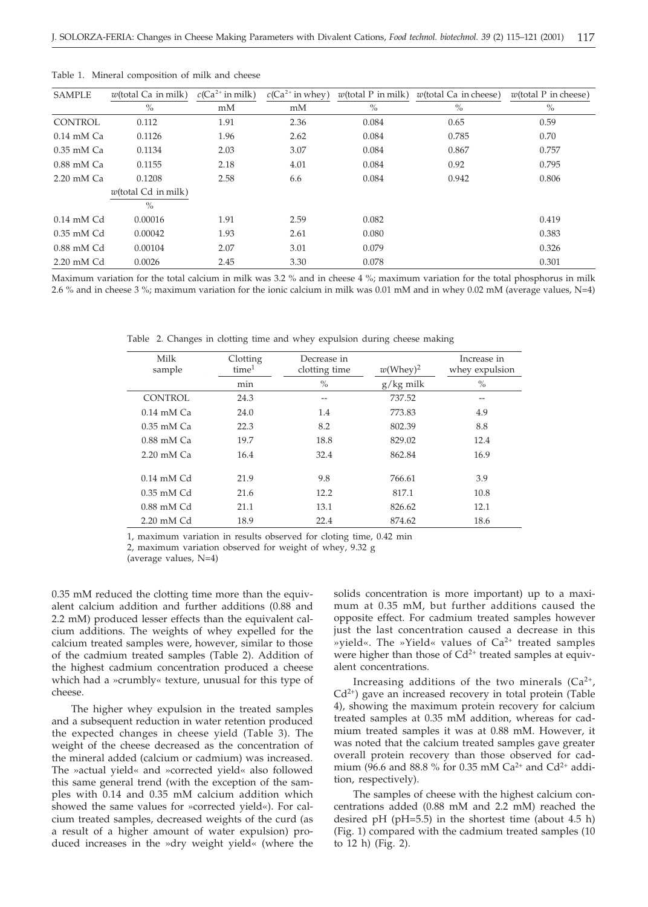Table 1. Mineral composition of milk and cheese

| SAMPLE | $w$(total Ca in milk) | $c(Ca^{2+}$ in milk) | $c(Ca^{2+}$ in whey) | $w$(total P in milk) | $w$(total Ca in cheese) | $w$(total P in cheese) |
|---|---|---|---|---|---|---|
| | % | mM | mM | % | % | % |
| CONTROL | 0.112 | 1.91 | 2.36 | 0.084 | 0.65 | 0.59 |
| 0.14 mM Ca | 0.1126 | 1.96 | 2.62 | 0.084 | 0.785 | 0.70 |
| 0.35 mM Ca | 0.1134 | 2.03 | 3.07 | 0.084 | 0.867 | 0.757 |
| 0.88 mM Ca | 0.1155 | 2.18 | 4.01 | 0.084 | 0.92 | 0.795 |
| 2.20 mM Ca | 0.1208 | 2.58 | 6.6 | 0.084 | 0.942 | 0.806 |
| | $w$(total Cd in milk) | | | | | |
| | % | | | | | |
| 0.14 mM Cd | 0.00016 | 1.91 | 2.59 | 0.082 | | 0.419 |
| 0.35 mM Cd | 0.00042 | 1.93 | 2.61 | 0.080 | | 0.383 |
| 0.88 mM Cd | 0.00104 | 2.07 | 3.01 | 0.079 | | 0.326 |
| 2.20 mM Cd | 0.0026 | 2.45 | 3.30 | 0.078 | | 0.301 |

Maximum variation for the total calcium in milk was 3.2 % and in cheese 4 %; maximum variation for the total phosphorus in milk 2.6 % and in cheese 3 %; maximum variation for the ionic calcium in milk was 0.01 mM and in whey 0.02 mM (average values, N=4)

Table 2. Changes in clotting time and whey expulsion during cheese making

| Milk sample | Clotting time[1] | Decrease in clotting time | $w$(Whey)[2] | Increase in whey expulsion |
|---|---|---|---|---|
| | min | % | g/kg milk | % |
| CONTROL | 24.3 | -- | 737.52 | -- |
| 0.14 mM Ca | 24.0 | 1.4 | 773.83 | 4.9 |
| 0.35 mM Ca | 22.3 | 8.2 | 802.39 | 8.8 |
| 0.88 mM Ca | 19.7 | 18.8 | 829.02 | 12.4 |
| 2.20 mM Ca | 16.4 | 32.4 | 862.84 | 16.9 |
| 0.14 mM Cd | 21.9 | 9.8 | 766.61 | 3.9 |
| 0.35 mM Cd | 21.6 | 12.2 | 817.1 | 10.8 |
| 0.88 mM Cd | 21.1 | 13.1 | 826.62 | 12.1 |
| 2.20 mM Cd | 18.9 | 22.4 | 874.62 | 18.6 |

1, maximum variation in results observed for cloting time, 0.42 min
2, maximum variation observed for weight of whey, 9.32 g
(average values, N=4)

0.35 mM reduced the clotting time more than the equivalent calcium addition and further additions (0.88 and 2.2 mM) produced lesser effects than the equivalent calcium additions. The weights of whey expelled for the calcium treated samples were, however, similar to those of the cadmium treated samples (Table 2). Addition of the highest cadmium concentration produced a cheese which had a »crumbly« texture, unusual for this type of cheese.

The higher whey expulsion in the treated samples and a subsequent reduction in water retention produced the expected changes in cheese yield (Table 3). The weight of the cheese decreased as the concentration of the mineral added (calcium or cadmium) was increased. The »actual yield« and »corrected yield« also followed this same general trend (with the exception of the samples with 0.14 and 0.35 mM calcium addition which showed the same values for »corrected yield«). For calcium treated samples, decreased weights of the curd (as a result of a higher amount of water expulsion) produced increases in the »dry weight yield« (where the solids concentration is more important) up to a maximum at 0.35 mM, but further additions caused the opposite effect. For cadmium treated samples however just the last concentration caused a decrease in this »yield«. The »Yield« values of $Ca^{2+}$ treated samples were higher than those of $Cd^{2+}$ treated samples at equivalent concentrations.

Increasing additions of the two minerals ($Ca^{2+}$, $Cd^{2+}$) gave an increased recovery in total protein (Table 4), showing the maximum protein recovery for calcium treated samples at 0.35 mM addition, whereas for cadmium treated samples it was at 0.88 mM. However, it was noted that the calcium treated samples gave greater overall protein recovery than those observed for cadmium (96.6 and 88.8 % for 0.35 mM $Ca^{2+}$ and $Cd^{2+}$ addition, respectively).

The samples of cheese with the highest calcium concentrations added (0.88 mM and 2.2 mM) reached the desired pH (pH=5.5) in the shortest time (about 4.5 h) (Fig. 1) compared with the cadmium treated samples (10 to 12 h) (Fig. 2).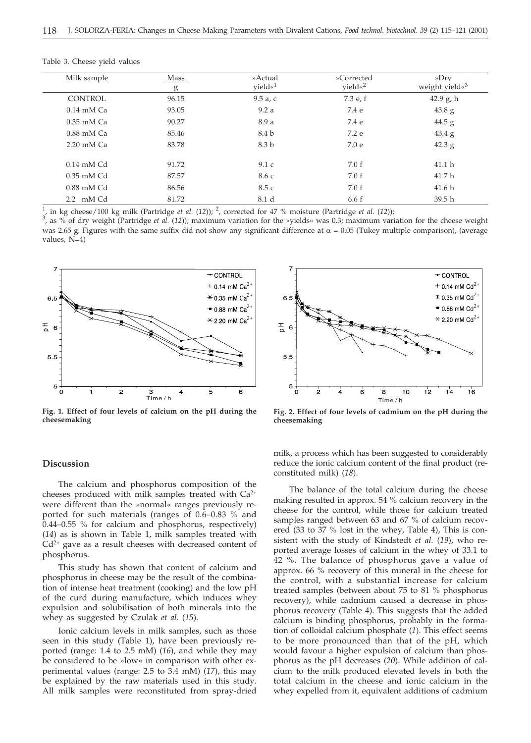Table 3. Cheese yield values

| Milk sample | Mass / g | »Actual yield«[1] | »Corrected yield«[2] | »Dry weight yield«[3] |
|---|---|---|---|---|
| CONTROL | 96.15 | 9.5 a, c | 7.3 e, f | 42.9 g, h |
| 0.14 mM Ca | 93.05 | 9.2 a | 7.4 e | 43.8 g |
| 0.35 mM Ca | 90.27 | 8.9 a | 7.4 e | 44.5 g |
| 0.88 mM Ca | 85.46 | 8.4 b | 7.2 e | 43.4 g |
| 2.20 mM Ca | 83.78 | 8.3 b | 7.0 e | 42.3 g |
| 0.14 mM Cd | 91.72 | 9.1 c | 7.0 f | 41.1 h |
| 0.35 mM Cd | 87.57 | 8.6 c | 7.0 f | 41.7 h |
| 0.88 mM Cd | 86.56 | 8.5 c | 7.0 f | 41.6 h |
| 2.2 mM Cd | 81.72 | 8.1 d | 6.6 f | 39.5 h |

[1], in kg cheese/100 kg milk (Partridge *et al.* (*12*)); [2], corrected for 47 % moisture (Partridge *et al.* (*12*)); [3], as % of dry weight (Partridge *et al.* (*12*)); maximum variation for the »yields« was 0.3; maximum variation for the cheese weight was 2.65 g. Figures with the same suffix did not show any significant difference at $\alpha = 0.05$ (Tukey multiple comparison), (average values, N=4)

**Fig. 1. Effect of four levels of calcium on the pH during the cheesemaking**

**Fig. 2. Effect of four levels of cadmium on the pH during the cheesemaking**

## Discussion

The calcium and phosphorus composition of the cheeses produced with milk samples treated with $Ca^{2+}$ were different than the »normal« ranges previously reported for such materials (ranges of 0.6–0.83 % and 0.44–0.55 % for calcium and phosphorus, respectively) (*14*) as is shown in Table 1, milk samples treated with $Cd^{2+}$ gave as a result cheeses with decreased content of phosphorus.

This study has shown that content of calcium and phosphorus in cheese may be the result of the combination of intense heat treatment (cooking) and the low pH of the curd during manufacture, which induces whey expulsion and solubilisation of both minerals into the whey as suggested by Czulak *et al.* (*15*).

Ionic calcium levels in milk samples, such as those seen in this study (Table 1), have been previously reported (range: 1.4 to 2.5 mM) (*16*), and while they may be considered to be »low« in comparison with other experimental values (range: 2.5 to 3.4 mM) (*17*), this may be explained by the raw materials used in this study. All milk samples were reconstituted from spray-dried milk, a process which has been suggested to considerably reduce the ionic calcium content of the final product (reconstituted milk) (*18*).

The balance of the total calcium during the cheese making resulted in approx. 54 % calcium recovery in the cheese for the control, while those for calcium treated samples ranged between 63 and 67 % of calcium recovered (33 to 37 % lost in the whey, Table 4), This is consistent with the study of Kindstedt *et al.* (*19*), who reported average losses of calcium in the whey of 33.1 to 42 %. The balance of phosphorus gave a value of approx. 66 % recovery of this mineral in the cheese for the control, with a substantial increase for calcium treated samples (between about 75 to 81 % phosphorus recovery), while cadmium caused a decrease in phosphorus recovery (Table 4). This suggests that the added calcium is binding phosphorus, probably in the formation of colloidal calcium phosphate (*1*). This effect seems to be more pronounced than that of the pH, which would favour a higher expulsion of calcium than phosphorus as the pH decreases (*20*). While addition of calcium to the milk produced elevated levels in both the total calcium in the cheese and ionic calcium in the whey expelled from it, equivalent additions of cadmium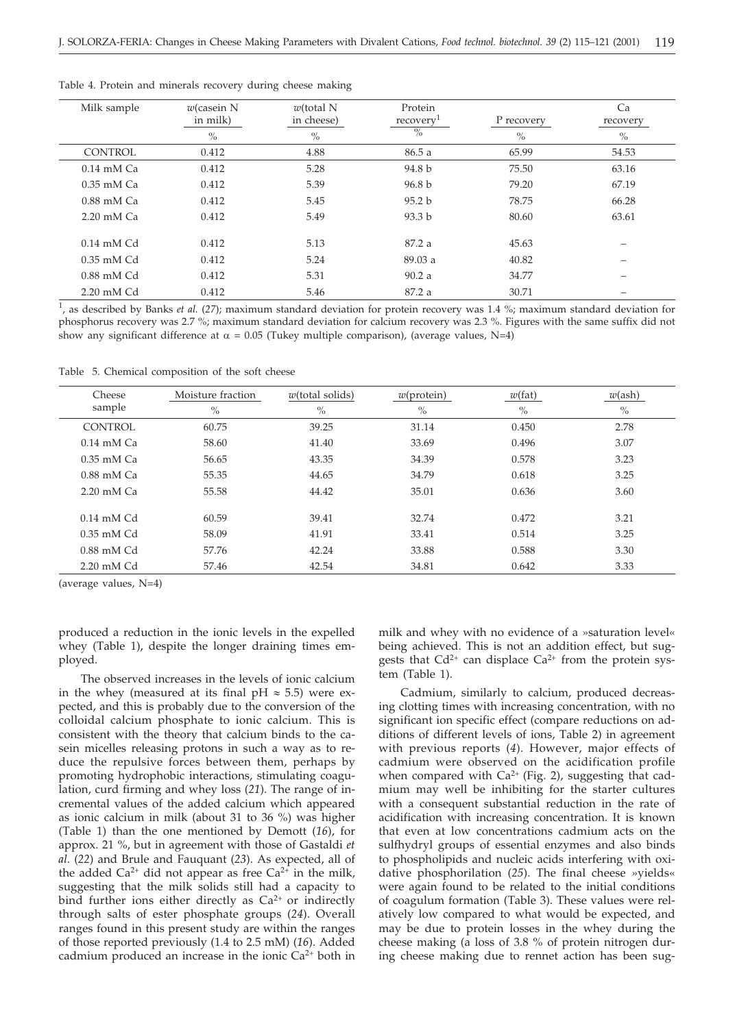Table 4. Protein and minerals recovery during cheese making

| Milk sample | $w$(casein N in milk) | $w$(total N in cheese) | Protein recovery[1] | P recovery | Ca recovery |
|---|---|---|---|---|---|
| | % | % | % | % | % |
| CONTROL | 0.412 | 4.88 | 86.5 a | 65.99 | 54.53 |
| 0.14 mM Ca | 0.412 | 5.28 | 94.8 b | 75.50 | 63.16 |
| 0.35 mM Ca | 0.412 | 5.39 | 96.8 b | 79.20 | 67.19 |
| 0.88 mM Ca | 0.412 | 5.45 | 95.2 b | 78.75 | 66.28 |
| 2.20 mM Ca | 0.412 | 5.49 | 93.3 b | 80.60 | 63.61 |
| 0.14 mM Cd | 0.412 | 5.13 | 87.2 a | 45.63 | – |
| 0.35 mM Cd | 0.412 | 5.24 | 89.03 a | 40.82 | – |
| 0.88 mM Cd | 0.412 | 5.31 | 90.2 a | 34.77 | – |
| 2.20 mM Cd | 0.412 | 5.46 | 87.2 a | 30.71 | – |

[1], as described by Banks *et al.* (*27*); maximum standard deviation for protein recovery was 1.4 %; maximum standard deviation for phosphorus recovery was 2.7 %; maximum standard deviation for calcium recovery was 2.3 %. Figures with the same suffix did not show any significant difference at $\alpha = 0.05$ (Tukey multiple comparison), (average values, N=4)

Table 5. Chemical composition of the soft cheese

| Cheese sample | Moisture fraction | $w$(total solids) | $w$(protein) | $w$(fat) | $w$(ash) |
|---|---|---|---|---|---|
| | % | % | % | % | % |
| CONTROL | 60.75 | 39.25 | 31.14 | 0.450 | 2.78 |
| 0.14 mM Ca | 58.60 | 41.40 | 33.69 | 0.496 | 3.07 |
| 0.35 mM Ca | 56.65 | 43.35 | 34.39 | 0.578 | 3.23 |
| 0.88 mM Ca | 55.35 | 44.65 | 34.79 | 0.618 | 3.25 |
| 2.20 mM Ca | 55.58 | 44.42 | 35.01 | 0.636 | 3.60 |
| 0.14 mM Cd | 60.59 | 39.41 | 32.74 | 0.472 | 3.21 |
| 0.35 mM Cd | 58.09 | 41.91 | 33.41 | 0.514 | 3.25 |
| 0.88 mM Cd | 57.76 | 42.24 | 33.88 | 0.588 | 3.30 |
| 2.20 mM Cd | 57.46 | 42.54 | 34.81 | 0.642 | 3.33 |

(average values, N=4)

produced a reduction in the ionic levels in the expelled whey (Table 1), despite the longer draining times employed.

The observed increases in the levels of ionic calcium in the whey (measured at its final pH ≈ 5.5) were expected, and this is probably due to the conversion of the colloidal calcium phosphate to ionic calcium. This is consistent with the theory that calcium binds to the casein micelles releasing protons in such a way as to reduce the repulsive forces between them, perhaps by promoting hydrophobic interactions, stimulating coagulation, curd firming and whey loss (*21*). The range of incremental values of the added calcium which appeared as ionic calcium in milk (about 31 to 36 %) was higher (Table 1) than the one mentioned by Demott (*16*), for approx. 21 %, but in agreement with those of Gastaldi *et al.* (*22*) and Brule and Fauquant (*23*). As expected, all of the added $Ca^{2+}$ did not appear as free $Ca^{2+}$ in the milk, suggesting that the milk solids still had a capacity to bind further ions either directly as $Ca^{2+}$ or indirectly through salts of ester phosphate groups (*24*). Overall ranges found in this present study are within the ranges of those reported previously (1.4 to 2.5 mM) (*16*). Added cadmium produced an increase in the ionic $Ca^{2+}$ both in milk and whey with no evidence of a »saturation level« being achieved. This is not an addition effect, but suggests that $Cd^{2+}$ can displace $Ca^{2+}$ from the protein system (Table 1).

Cadmium, similarly to calcium, produced decreasing clotting times with increasing concentration, with no significant ion specific effect (compare reductions on additions of different levels of ions, Table 2) in agreement with previous reports (*4*). However, major effects of cadmium were observed on the acidification profile when compared with $Ca^{2+}$ (Fig. 2), suggesting that cadmium may well be inhibiting for the starter cultures with a consequent substantial reduction in the rate of acidification with increasing concentration. It is known that even at low concentrations cadmium acts on the sulfhydryl groups of essential enzymes and also binds to phospholipids and nucleic acids interfering with oxidative phosphorilation (*25*). The final cheese »yields« were again found to be related to the initial conditions of coagulum formation (Table 3). These values were relatively low compared to what would be expected, and may be due to protein losses in the whey during the cheese making (a loss of 3.8 % of protein nitrogen during cheese making due to rennet action has been sug-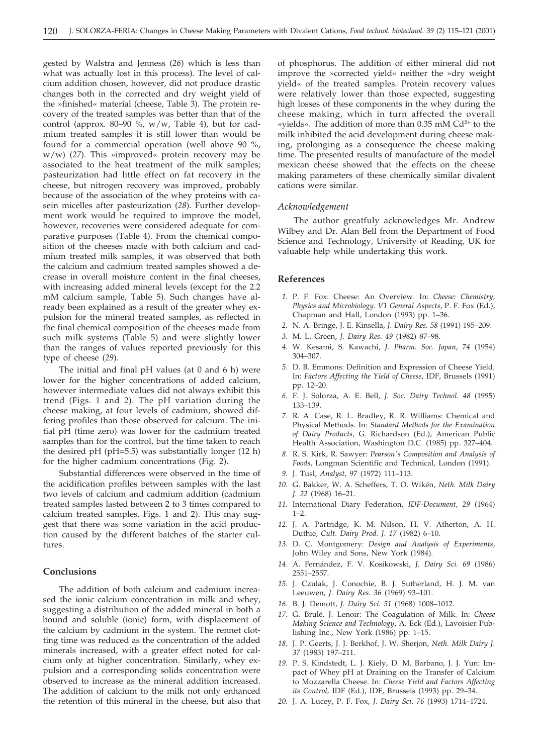gested by Walstra and Jenness (*26*) which is less than what was actually lost in this process). The level of calcium addition chosen, however, did not produce drastic changes both in the corrected and dry weight yield of the »finished« material (cheese, Table 3). The protein recovery of the treated samples was better than that of the control (approx. 80–90 %, w/w, Table 4), but for cadmium treated samples it is still lower than would be found for a commercial operation (well above 90 %, w/w) (*27*). This »improved« protein recovery may be associated to the heat treatment of the milk samples; pasteurization had little effect on fat recovery in the cheese, but nitrogen recovery was improved, probably because of the association of the whey proteins with casein micelles after pasteurization (*28*). Further development work would be required to improve the model, however, recoveries were considered adequate for comparative purposes (Table 4). From the chemical composition of the cheeses made with both calcium and cadmium treated milk samples, it was observed that both the calcium and cadmium treated samples showed a decrease in overall moisture content in the final cheeses, with increasing added mineral levels (except for the 2.2 mM calcium sample, Table 5). Such changes have already been explained as a result of the greater whey expulsion for the mineral treated samples, as reflected in the final chemical composition of the cheeses made from such milk systems (Table 5) and were slightly lower than the ranges of values reported previously for this type of cheese (*29*).

The initial and final pH values (at 0 and 6 h) were lower for the higher concentrations of added calcium, however intermediate values did not always exhibit this trend (Figs. 1 and 2). The pH variation during the cheese making, at four levels of cadmium, showed differing profiles than those observed for calcium. The initial pH (time zero) was lower for the cadmium treated samples than for the control, but the time taken to reach the desired pH (pH=5.5) was substantially longer (12 h) for the higher cadmium concentrations (Fig. 2).

Substantial differences were observed in the time of the acidification profiles between samples with the last two levels of calcium and cadmium addition (cadmium treated samples lasted between 2 to 3 times compared to calcium treated samples, Figs. 1 and 2). This may suggest that there was some variation in the acid production caused by the different batches of the starter cultures.

## Conclusions

The addition of both calcium and cadmium increased the ionic calcium concentration in milk and whey, suggesting a distribution of the added mineral in both a bound and soluble (ionic) form, with displacement of the calcium by cadmium in the system. The rennet clotting time was reduced as the concentration of the added minerals increased, with a greater effect noted for calcium only at higher concentration. Similarly, whey expulsion and a corresponding solids concentration were observed to increase as the mineral addition increased. The addition of calcium to the milk not only enhanced the retention of this mineral in the cheese, but also that of phosphorus. The addition of either mineral did not improve the »corrected yield« neither the »dry weight yield« of the treated samples. Protein recovery values were relatively lower than those expected, suggesting high losses of these components in the whey during the cheese making, which in turn affected the overall »yields«. The addition of more than 0.35 mM $Cd^{2+}$ to the milk inhibited the acid development during cheese making, prolonging as a consequence the cheese making time. The presented results of manufacture of the model mexican cheese showed that the effects on the cheese making parameters of these chemically similar divalent cations were similar.

### *Acknowledgement*

The author greatfuly acknowledges Mr. Andrew Wilbey and Dr. Alan Bell from the Department of Food Science and Technology, University of Reading, UK for valuable help while undertaking this work.

## References

1. P. F. Fox: Cheese: An Overview. In: *Cheese: Chemistry, Physics and Microbiology. V1 General Aspects*, P. F. Fox (Ed.), Chapman and Hall, London (1993) pp. 1–36.
2. N. A. Bringe, J. E. Kinsella, *J. Dairy Res. 58* (1991) 195–209.
3. M. L. Green, *J. Dairy Res. 49* (1982) 87–98.
4. W. Kesami, S. Kawachi, *J. Pharm. Soc. Japan*, *74* (1954) 304–307.
5. D. B. Emmons: Definition and Expression of Cheese Yield. In: *Factors Affecting the Yield of Cheese*, IDF, Brussels (1991) pp. 12–20.
6. F. J. Solorza, A. E. Bell, *J. Soc. Dairy Technol. 48* (1995) 133–139.
7. R. A. Case, R. L. Bradley, R. R. Williams: Chemical and Physical Methods. In: *Standard Methods for the Examination of Dairy Products*, G. Richardson (Ed.), American Public Health Association, Washington D.C. (1985) pp. 327–404.
8. R. S. Kirk, R. Sawyer: *Pearson's Composition and Analysis of Foods*, Longman Scientific and Technical, London (1991).
9. J. Tusl, *Analyst*, 97 (1972) 111–113.
10. G. Bakker, W. A. Scheffers, T. O. Wikén, *Neth. Milk Dairy J. 22* (1968) 16–21.
11. International Diary Federation, *IDF-Document*, *29* (1964) 1–2.
12. J. A. Partridge, K. M. Nilson, H. V. Atherton, A. H. Duthie, *Cult. Dairy Prod. J. 17* (1982) 6–10.
13. D. C. Montgomery: *Design and Analysis of Experiments*, John Wiley and Sons, New York (1984).
14. A. Fernández, F. V. Kosikowski, *J. Dairy Sci. 69* (1986) 2551–2557.
15. J. Czulak, J. Conochie, B. J. Sutherland, H. J. M. van Leeuwen, *J. Dairy Res. 36* (1969) 93–101.
16. B. J. Demott, *J. Dairy Sci. 51* (1968) 1008–1012.
17. G. Brulé, J. Lenoir: The Coagulation of Milk. In: *Cheese Making Science and Technology*, A. Eck (Ed.), Lavoisier Publishing Inc., New York (1986) pp. 1–15.
18. J. P. Geerts, J. J. Berkhof, J. W. Sherjon, *Neth. Milk Dairy J. 37* (1983) 197–211.
19. P. S. Kindstedt, L. J. Kiely, D. M. Barbano, J. J. Yun: Impact of Whey pH at Draining on the Transfer of Calcium to Mozzarella Cheese. In: *Cheese Yield and Factors Affecting its Control,* IDF (Ed.), IDF, Brussels (1993) pp. 29–34.
20. J. A. Lucey, P. F. Fox, *J. Dairy Sci. 76* (1993) 1714–1724.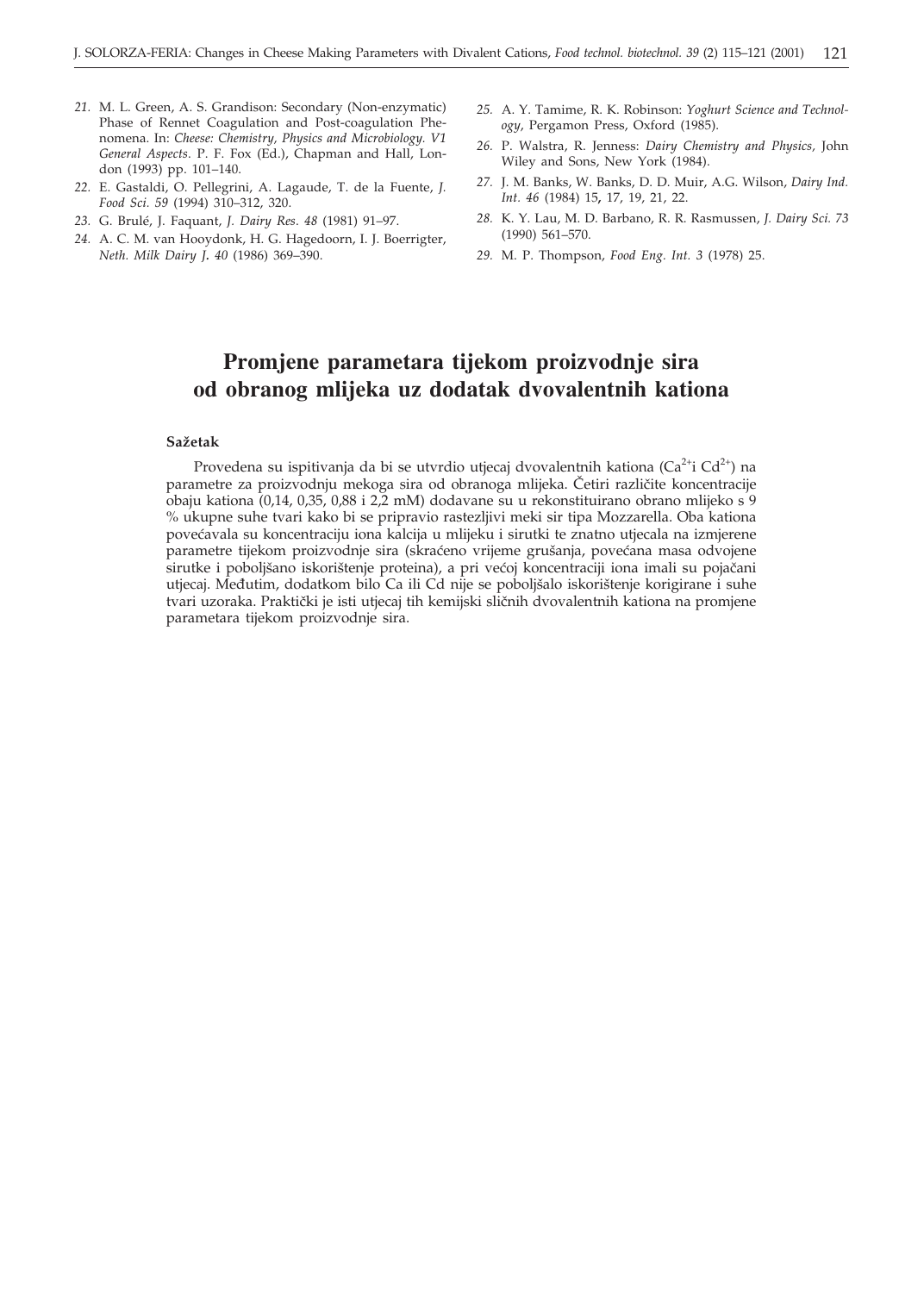21. M. L. Green, A. S. Grandison: Secondary (Non-enzymatic) Phase of Rennet Coagulation and Post-coagulation Phenomena. In: *Cheese: Chemistry, Physics and Microbiology. V1 General Aspects*. P. F. Fox (Ed.), Chapman and Hall, London (1993) pp. 101–140.

22. E. Gastaldi, O. Pellegrini, A. Lagaude, T. de la Fuente, *J. Food Sci. 59* (1994) 310–312, 320.

23. G. Brulé, J. Faquant, *J. Dairy Res. 48* (1981) 91–97.

24. A. C. M. van Hooydonk, H. G. Hagedoorn, I. J. Boerrigter, *Neth. Milk Dairy J. 40* (1986) 369–390.

25. A. Y. Tamime, R. K. Robinson: *Yoghurt Science and Technology*, Pergamon Press, Oxford (1985).

26. P. Walstra, R. Jenness: *Dairy Chemistry and Physics*, John Wiley and Sons, New York (1984).

27. J. M. Banks, W. Banks, D. D. Muir, A.G. Wilson, *Dairy Ind. Int. 46* (1984) 15, 17, 19, 21, 22.

28. K. Y. Lau, M. D. Barbano, R. R. Rasmussen, *J. Dairy Sci. 73* (1990) 561–570.

29. M. P. Thompson, *Food Eng. Int. 3* (1978) 25.

# Promjene parametara tijekom proizvodnje sira od obranog mlijeka uz dodatak dvovalentnih kationa

### Sažetak

Provedena su ispitivanja da bi se utvrdio utjecaj dvovalentnih kationa ($Ca^{2+}$i $Cd^{2+}$) na parametre za proizvodnju mekoga sira od obranoga mlijeka. Četiri različite koncentracije obaju kationa (0,14, 0,35, 0,88 i 2,2 mM) dodavane su u rekonstituirano obrano mlijeko s 9 % ukupne suhe tvari kako bi se pripravio rastezljivi meki sir tipa Mozzarella. Oba kationa povećavala su koncentraciju iona kalcija u mlijeku i sirutki te znatno utjecala na izmjerene parametre tijekom proizvodnje sira (skraćeno vrijeme grušanja, povećana masa odvojene sirutke i poboljšano iskorištenje proteina), a pri većoj koncentraciji iona imali su pojačani utjecaj. Međutim, dodatkom bilo Ca ili Cd nije se poboljšalo iskorištenje korigirane i suhe tvari uzoraka. Praktički je isti utjecaj tih kemijski sličnih dvovalentnih kationa na promjene parametara tijekom proizvodnje sira.